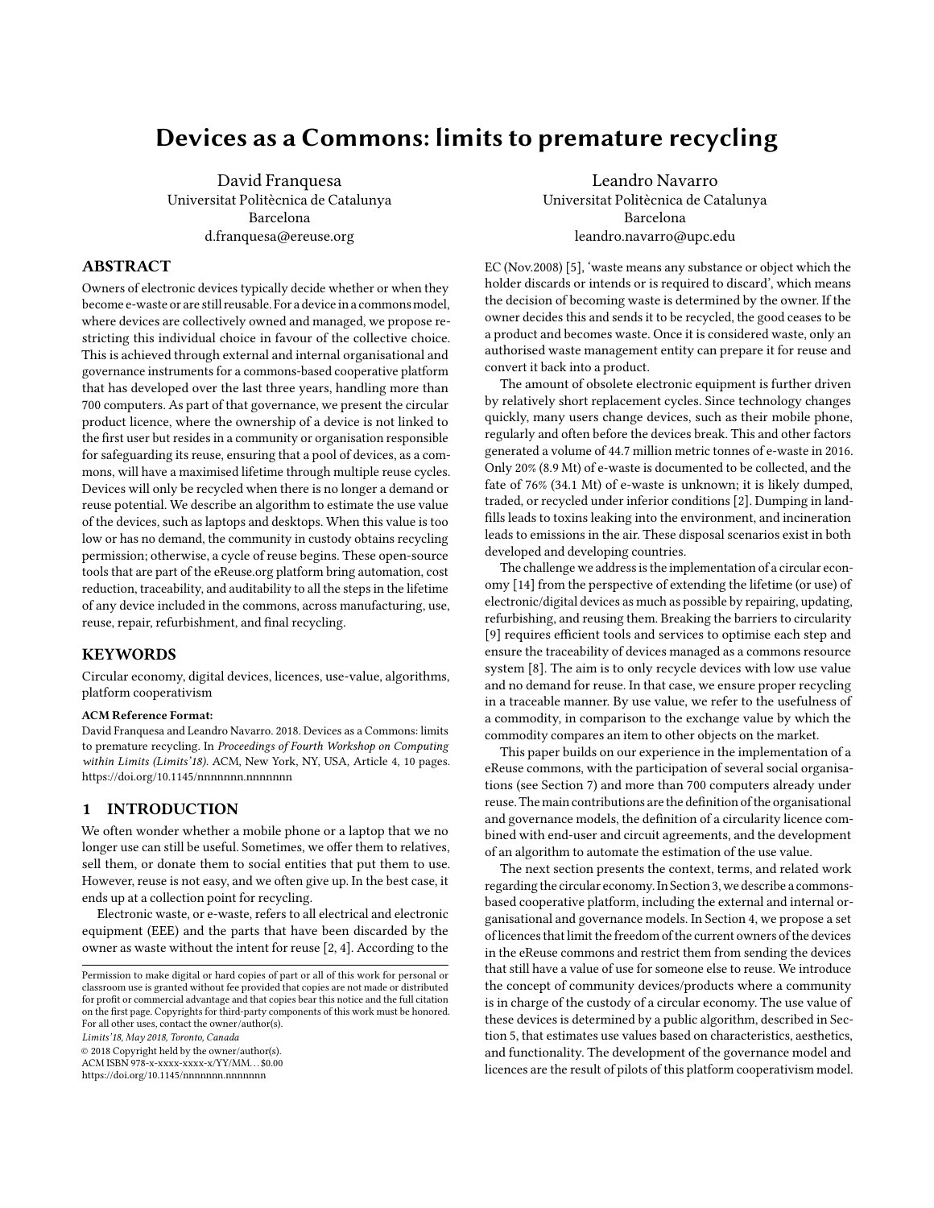# Devices as a Commons: limits to premature recycling

David Franquesa
Universitat Politècnica de Catalunya
Barcelona
d.franquesa@ereuse.org

Leandro Navarro
Universitat Politècnica de Catalunya
Barcelona
leandro.navarro@upc.edu

## ABSTRACT

Owners of electronic devices typically decide whether or when they become e-waste or are still reusable. For a device in a commons model, where devices are collectively owned and managed, we propose restricting this individual choice in favour of the collective choice. This is achieved through external and internal organisational and governance instruments for a commons-based cooperative platform that has developed over the last three years, handling more than 700 computers. As part of that governance, we present the circular product licence, where the ownership of a device is not linked to the first user but resides in a community or organisation responsible for safeguarding its reuse, ensuring that a pool of devices, as a commons, will have a maximised lifetime through multiple reuse cycles. Devices will only be recycled when there is no longer a demand or reuse potential. We describe an algorithm to estimate the use value of the devices, such as laptops and desktops. When this value is too low or has no demand, the community in custody obtains recycling permission; otherwise, a cycle of reuse begins. These open-source tools that are part of the eReuse.org platform bring automation, cost reduction, traceability, and auditability to all the steps in the lifetime of any device included in the commons, across manufacturing, use, reuse, repair, refurbishment, and final recycling.

## KEYWORDS

Circular economy, digital devices, licences, use-value, algorithms, platform cooperativism

**ACM Reference Format:**
David Franquesa and Leandro Navarro. 2018. Devices as a Commons: limits to premature recycling. In *Proceedings of Fourth Workshop on Computing within Limits (Limits'18).* ACM, New York, NY, USA, Article 4, 10 pages. https://doi.org/10.1145/nnnnnnn.nnnnnnn

## 1 INTRODUCTION

We often wonder whether a mobile phone or a laptop that we no longer use can still be useful. Sometimes, we offer them to relatives, sell them, or donate them to social entities that put them to use. However, reuse is not easy, and we often give up. In the best case, it ends up at a collection point for recycling.

Electronic waste, or e-waste, refers to all electrical and electronic equipment (EEE) and the parts that have been discarded by the owner as waste without the intent for reuse [2, 4]. According to the EC (Nov.2008) [5], 'waste means any substance or object which the holder discards or intends or is required to discard', which means the decision of becoming waste is determined by the owner. If the owner decides this and sends it to be recycled, the good ceases to be a product and becomes waste. Once it is considered waste, only an authorised waste management entity can prepare it for reuse and convert it back into a product.

The amount of obsolete electronic equipment is further driven by relatively short replacement cycles. Since technology changes quickly, many users change devices, such as their mobile phone, regularly and often before the devices break. This and other factors generated a volume of 44.7 million metric tonnes of e-waste in 2016. Only 20% (8.9 Mt) of e-waste is documented to be collected, and the fate of 76% (34.1 Mt) of e-waste is unknown; it is likely dumped, traded, or recycled under inferior conditions [2]. Dumping in landfills leads to toxins leaking into the environment, and incineration leads to emissions in the air. These disposal scenarios exist in both developed and developing countries.

The challenge we address is the implementation of a circular economy [14] from the perspective of extending the lifetime (or use) of electronic/digital devices as much as possible by repairing, updating, refurbishing, and reusing them. Breaking the barriers to circularity [9] requires efficient tools and services to optimise each step and ensure the traceability of devices managed as a commons resource system [8]. The aim is to only recycle devices with low use value and no demand for reuse. In that case, we ensure proper recycling in a traceable manner. By use value, we refer to the usefulness of a commodity, in comparison to the exchange value by which the commodity compares an item to other objects on the market.

This paper builds on our experience in the implementation of a eReuse commons, with the participation of several social organisations (see Section 7) and more than 700 computers already under reuse. The main contributions are the definition of the organisational and governance models, the definition of a circularity licence combined with end-user and circuit agreements, and the development of an algorithm to automate the estimation of the use value.

The next section presents the context, terms, and related work regarding the circular economy. In Section 3, we describe a commons-based cooperative platform, including the external and internal organisational and governance models. In Section 4, we propose a set of licences that limit the freedom of the current owners of the devices in the eReuse commons and restrict them from sending the devices that still have a value of use for someone else to reuse. We introduce the concept of community devices/products where a community is in charge of the custody of a circular economy. The use value of these devices is determined by a public algorithm, described in Section 5, that estimates use values based on characteristics, aesthetics, and functionality. The development of the governance model and licences are the result of pilots of this platform cooperativism model.

Permission to make digital or hard copies of part or all of this work for personal or classroom use is granted without fee provided that copies are not made or distributed for profit or commercial advantage and that copies bear this notice and the full citation on the first page. Copyrights for third-party components of this work must be honored. For all other uses, contact the owner/author(s).
*Limits'18, May 2018, Toronto, Canada*
© 2018 Copyright held by the owner/author(s).
ACM ISBN 978-x-xxxx-xxxx-x/YY/MM...$0.00
https://doi.org/10.1145/nnnnnnn.nnnnnnn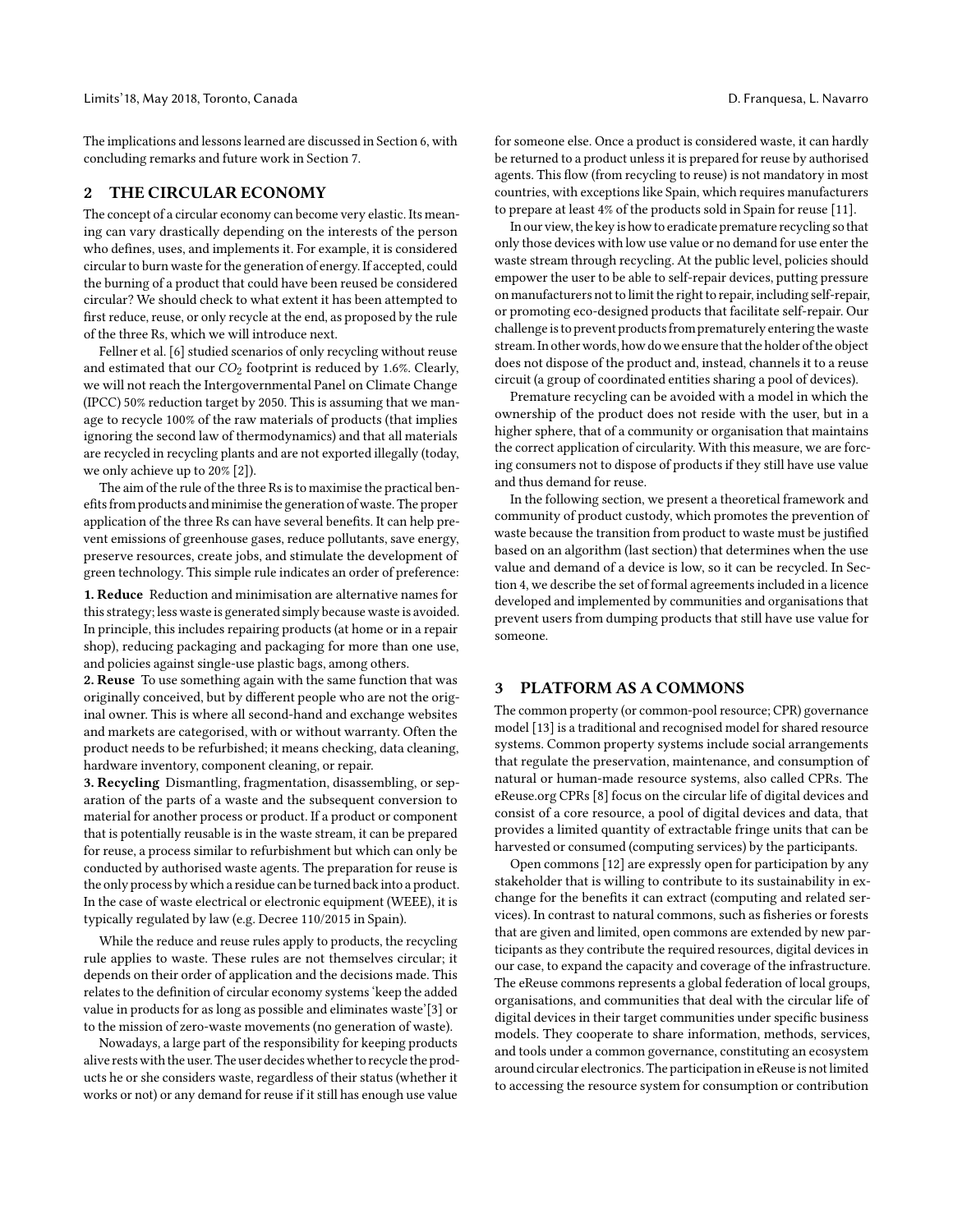The implications and lessons learned are discussed in Section 6, with concluding remarks and future work in Section 7.

## 2 THE CIRCULAR ECONOMY

The concept of a circular economy can become very elastic. Its meaning can vary drastically depending on the interests of the person who defines, uses, and implements it. For example, it is considered circular to burn waste for the generation of energy. If accepted, could the burning of a product that could have been reused be considered circular? We should check to what extent it has been attempted to first reduce, reuse, or only recycle at the end, as proposed by the rule of the three Rs, which we will introduce next.

Fellner et al. [6] studied scenarios of only recycling without reuse and estimated that our $CO_2$ footprint is reduced by 1.6%. Clearly, we will not reach the Intergovernmental Panel on Climate Change (IPCC) 50% reduction target by 2050. This is assuming that we manage to recycle 100% of the raw materials of products (that implies ignoring the second law of thermodynamics) and that all materials are recycled in recycling plants and are not exported illegally (today, we only achieve up to 20% [2]).

The aim of the rule of the three Rs is to maximise the practical benefits from products and minimise the generation of waste. The proper application of the three Rs can have several benefits. It can help prevent emissions of greenhouse gases, reduce pollutants, save energy, preserve resources, create jobs, and stimulate the development of green technology. This simple rule indicates an order of preference:

**1. Reduce** Reduction and minimisation are alternative names for this strategy; less waste is generated simply because waste is avoided. In principle, this includes repairing products (at home or in a repair shop), reducing packaging and packaging for more than one use, and policies against single-use plastic bags, among others.

**2. Reuse** To use something again with the same function that was originally conceived, but by different people who are not the original owner. This is where all second-hand and exchange websites and markets are categorised, with or without warranty. Often the product needs to be refurbished; it means checking, data cleaning, hardware inventory, component cleaning, or repair.

**3. Recycling** Dismantling, fragmentation, disassembling, or separation of the parts of a waste and the subsequent conversion to material for another process or product. If a product or component that is potentially reusable is in the waste stream, it can be prepared for reuse, a process similar to refurbishment but which can only be conducted by authorised waste agents. The preparation for reuse is the only process by which a residue can be turned back into a product. In the case of waste electrical or electronic equipment (WEEE), it is typically regulated by law (e.g. Decree 110/2015 in Spain).

While the reduce and reuse rules apply to products, the recycling rule applies to waste. These rules are not themselves circular; it depends on their order of application and the decisions made. This relates to the definition of circular economy systems 'keep the added value in products for as long as possible and eliminates waste'[3] or to the mission of zero-waste movements (no generation of waste).

Nowadays, a large part of the responsibility for keeping products alive rests with the user. The user decides whether to recycle the products he or she considers waste, regardless of their status (whether it works or not) or any demand for reuse if it still has enough use value for someone else. Once a product is considered waste, it can hardly be returned to a product unless it is prepared for reuse by authorised agents. This flow (from recycling to reuse) is not mandatory in most countries, with exceptions like Spain, which requires manufacturers to prepare at least 4% of the products sold in Spain for reuse [11].

In our view, the key is how to eradicate premature recycling so that only those devices with low use value or no demand for use enter the waste stream through recycling. At the public level, policies should empower the user to be able to self-repair devices, putting pressure on manufacturers not to limit the right to repair, including self-repair, or promoting eco-designed products that facilitate self-repair. Our challenge is to prevent products from prematurely entering the waste stream. In other words, how do we ensure that the holder of the object does not dispose of the product and, instead, channels it to a reuse circuit (a group of coordinated entities sharing a pool of devices).

Premature recycling can be avoided with a model in which the ownership of the product does not reside with the user, but in a higher sphere, that of a community or organisation that maintains the correct application of circularity. With this measure, we are forcing consumers not to dispose of products if they still have use value and thus demand for reuse.

In the following section, we present a theoretical framework and community of product custody, which promotes the prevention of waste because the transition from product to waste must be justified based on an algorithm (last section) that determines when the use value and demand of a device is low, so it can be recycled. In Section 4, we describe the set of formal agreements included in a licence developed and implemented by communities and organisations that prevent users from dumping products that still have use value for someone.

## 3 PLATFORM AS A COMMONS

The common property (or common-pool resource; CPR) governance model [13] is a traditional and recognised model for shared resource systems. Common property systems include social arrangements that regulate the preservation, maintenance, and consumption of natural or human-made resource systems, also called CPRs. The eReuse.org CPRs [8] focus on the circular life of digital devices and consist of a core resource, a pool of digital devices and data, that provides a limited quantity of extractable fringe units that can be harvested or consumed (computing services) by the participants.

Open commons [12] are expressly open for participation by any stakeholder that is willing to contribute to its sustainability in exchange for the benefits it can extract (computing and related services). In contrast to natural commons, such as fisheries or forests that are given and limited, open commons are extended by new participants as they contribute the required resources, digital devices in our case, to expand the capacity and coverage of the infrastructure. The eReuse commons represents a global federation of local groups, organisations, and communities that deal with the circular life of digital devices in their target communities under specific business models. They cooperate to share information, methods, services, and tools under a common governance, constituting an ecosystem around circular electronics. The participation in eReuse is not limited to accessing the resource system for consumption or contribution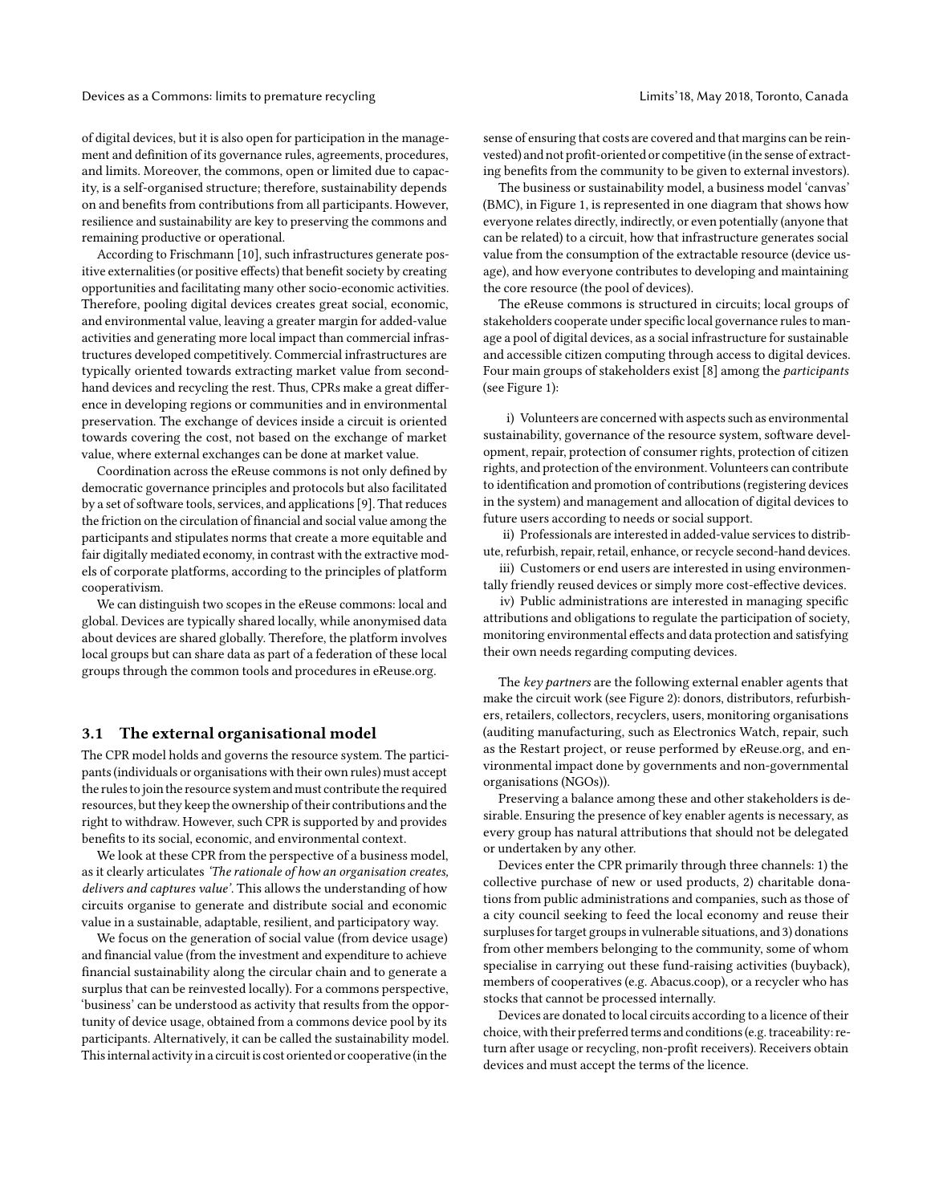of digital devices, but it is also open for participation in the management and definition of its governance rules, agreements, procedures, and limits. Moreover, the commons, open or limited due to capacity, is a self-organised structure; therefore, sustainability depends on and benefits from contributions from all participants. However, resilience and sustainability are key to preserving the commons and remaining productive or operational.

According to Frischmann [10], such infrastructures generate positive externalities (or positive effects) that benefit society by creating opportunities and facilitating many other socio-economic activities. Therefore, pooling digital devices creates great social, economic, and environmental value, leaving a greater margin for added-value activities and generating more local impact than commercial infrastructures developed competitively. Commercial infrastructures are typically oriented towards extracting market value from second-hand devices and recycling the rest. Thus, CPRs make a great difference in developing regions or communities and in environmental preservation. The exchange of devices inside a circuit is oriented towards covering the cost, not based on the exchange of market value, where external exchanges can be done at market value.

Coordination across the eReuse commons is not only defined by democratic governance principles and protocols but also facilitated by a set of software tools, services, and applications [9]. That reduces the friction on the circulation of financial and social value among the participants and stipulates norms that create a more equitable and fair digitally mediated economy, in contrast with the extractive models of corporate platforms, according to the principles of platform cooperativism.

We can distinguish two scopes in the eReuse commons: local and global. Devices are typically shared locally, while anonymised data about devices are shared globally. Therefore, the platform involves local groups but can share data as part of a federation of these local groups through the common tools and procedures in eReuse.org.

### 3.1 The external organisational model

The CPR model holds and governs the resource system. The participants (individuals or organisations with their own rules) must accept the rules to join the resource system and must contribute the required resources, but they keep the ownership of their contributions and the right to withdraw. However, such CPR is supported by and provides benefits to its social, economic, and environmental context.

We look at these CPR from the perspective of a business model, as it clearly articulates *'The rationale of how an organisation creates, delivers and captures value'*. This allows the understanding of how circuits organise to generate and distribute social and economic value in a sustainable, adaptable, resilient, and participatory way.

We focus on the generation of social value (from device usage) and financial value (from the investment and expenditure to achieve financial sustainability along the circular chain and to generate a surplus that can be reinvested locally). For a commons perspective, 'business' can be understood as activity that results from the opportunity of device usage, obtained from a commons device pool by its participants. Alternatively, it can be called the sustainability model. This internal activity in a circuit is cost oriented or cooperative (in the sense of ensuring that costs are covered and that margins can be reinvested) and not profit-oriented or competitive (in the sense of extracting benefits from the community to be given to external investors).

The business or sustainability model, a business model 'canvas' (BMC), in Figure 1, is represented in one diagram that shows how everyone relates directly, indirectly, or even potentially (anyone that can be related) to a circuit, how that infrastructure generates social value from the consumption of the extractable resource (device usage), and how everyone contributes to developing and maintaining the core resource (the pool of devices).

The eReuse commons is structured in circuits; local groups of stakeholders cooperate under specific local governance rules to manage a pool of digital devices, as a social infrastructure for sustainable and accessible citizen computing through access to digital devices. Four main groups of stakeholders exist [8] among the *participants* (see Figure 1):

i) Volunteers are concerned with aspects such as environmental sustainability, governance of the resource system, software development, repair, protection of consumer rights, protection of citizen rights, and protection of the environment. Volunteers can contribute to identification and promotion of contributions (registering devices in the system) and management and allocation of digital devices to future users according to needs or social support.

ii) Professionals are interested in added-value services to distribute, refurbish, repair, retail, enhance, or recycle second-hand devices.

iii) Customers or end users are interested in using environmentally friendly reused devices or simply more cost-effective devices.

iv) Public administrations are interested in managing specific attributions and obligations to regulate the participation of society, monitoring environmental effects and data protection and satisfying their own needs regarding computing devices.

The *key partners* are the following external enabler agents that make the circuit work (see Figure 2): donors, distributors, refurbishers, retailers, collectors, recyclers, users, monitoring organisations (auditing manufacturing, such as Electronics Watch, repair, such as the Restart project, or reuse performed by eReuse.org, and environmental impact done by governments and non-governmental organisations (NGOs)).

Preserving a balance among these and other stakeholders is desirable. Ensuring the presence of key enabler agents is necessary, as every group has natural attributions that should not be delegated or undertaken by any other.

Devices enter the CPR primarily through three channels: 1) the collective purchase of new or used products, 2) charitable donations from public administrations and companies, such as those of a city council seeking to feed the local economy and reuse their surpluses for target groups in vulnerable situations, and 3) donations from other members belonging to the community, some of whom specialise in carrying out these fund-raising activities (buyback), members of cooperatives (e.g. Abacus.coop), or a recycler who has stocks that cannot be processed internally.

Devices are donated to local circuits according to a licence of their choice, with their preferred terms and conditions (e.g. traceability: return after usage or recycling, non-profit receivers). Receivers obtain devices and must accept the terms of the licence.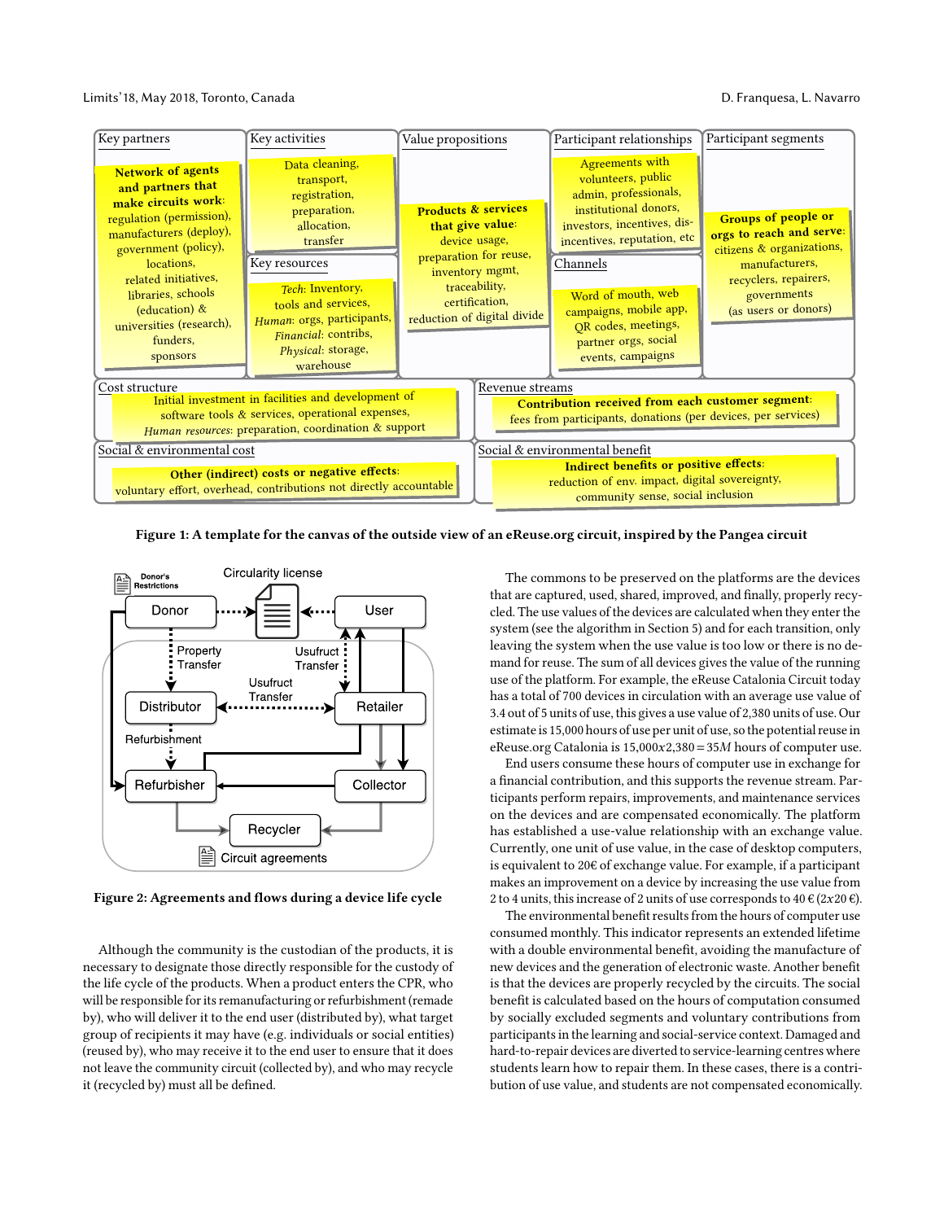| Key partners | Key activities | Value propositions | Participant relationships | Participant segments |
| --- | --- | --- | --- | --- |
| **Network of agents and partners that make circuits work**: regulation (permission), manufacturers (deploy), government (policy), locations, related initiatives, libraries, schools (education) & universities (research), funders, sponsors | Data cleaning, transport, registration, preparation, allocation, transfer | **Products & services that give value**: device usage, preparation for reuse, inventory mgmt, traceability, certification, reduction of digital divide | Agreements with volunteers, public admin, professionals, institutional donors, investors, incentives, dis-incentives, reputation, etc | **Groups of people or orgs to reach and serve**: citizens & organizations, manufacturers, recyclers, repairers, governments (as users or donors) |
| | **Key resources**: *Tech*: Inventory, tools and services, *Human*: orgs, participants, *Financial*: contribs, *Physical*: storage, warehouse | | **Channels**: Word of mouth, web campaigns, mobile app, QR codes, meetings, partner orgs, social events, campaigns | |

| Cost structure | Revenue streams |
| --- | --- |
| Initial investment in facilities and development of software tools & services, operational expenses, *Human resources*: preparation, coordination & support | **Contribution received from each customer segment**: fees from participants, donations (per devices, per services) |

| Social & environmental cost | Social & environmental benefit |
| --- | --- |
| **Other (indirect) costs or negative effects**: voluntary effort, overhead, contributions not directly accountable | **Indirect benefits or positive effects**: reduction of env. impact, digital sovereignty, community sense, social inclusion |

**Figure 1: A template for the canvas of the outside view of an eReuse.org circuit, inspired by the Pangea circuit**

**Figure 2: Agreements and flows during a device life cycle**

Although the community is the custodian of the products, it is necessary to designate those directly responsible for the custody of the life cycle of the products. When a product enters the CPR, who will be responsible for its remanufacturing or refurbishment (remade by), who will deliver it to the end user (distributed by), what target group of recipients it may have (e.g. individuals or social entities) (reused by), who may receive it to the end user to ensure that it does not leave the community circuit (collected by), and who may recycle it (recycled by) must all be defined.

The commons to be preserved on the platforms are the devices that are captured, used, shared, improved, and finally, properly recycled. The use values of the devices are calculated when they enter the system (see the algorithm in Section 5) and for each transition, only leaving the system when the use value is too low or there is no demand for reuse. The sum of all devices gives the value of the running use of the platform. For example, the eReuse Catalonia Circuit today has a total of 700 devices in circulation with an average use value of 3.4 out of 5 units of use, this gives a use value of 2,380 units of use. Our estimate is 15,000 hours of use per unit of use, so the potential reuse in eReuse.org Catalonia is $15{,}000x2{,}380 = 35M$ hours of computer use.

End users consume these hours of computer use in exchange for a financial contribution, and this supports the revenue stream. Participants perform repairs, improvements, and maintenance services on the devices and are compensated economically. The platform has established a use-value relationship with an exchange value. Currently, one unit of use value, in the case of desktop computers, is equivalent to 20€ of exchange value. For example, if a participant makes an improvement on a device by increasing the use value from 2 to 4 units, this increase of 2 units of use corresponds to 40 € ($2x20$ €).

The environmental benefit results from the hours of computer use consumed monthly. This indicator represents an extended lifetime with a double environmental benefit, avoiding the manufacture of new devices and the generation of electronic waste. Another benefit is that the devices are properly recycled by the circuits. The social benefit is calculated based on the hours of computation consumed by socially excluded segments and voluntary contributions from participants in the learning and social-service context. Damaged and hard-to-repair devices are diverted to service-learning centres where students learn how to repair them. In these cases, there is a contribution of use value, and students are not compensated economically.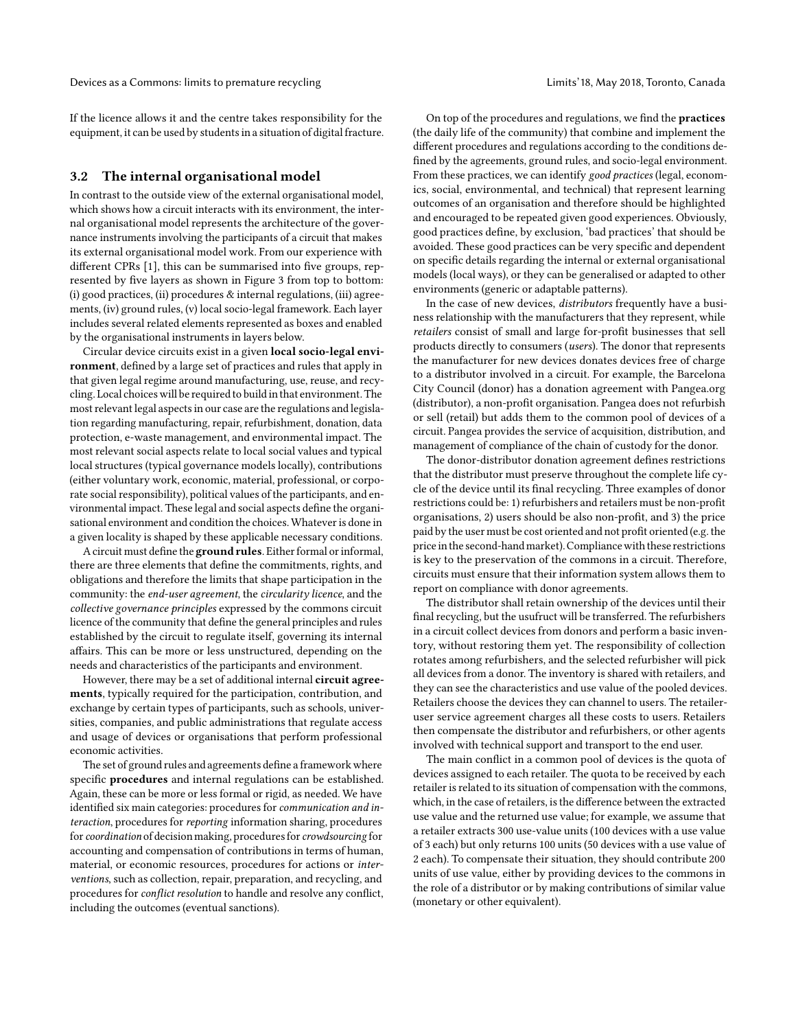If the licence allows it and the centre takes responsibility for the equipment, it can be used by students in a situation of digital fracture.

### 3.2 The internal organisational model

In contrast to the outside view of the external organisational model, which shows how a circuit interacts with its environment, the internal organisational model represents the architecture of the governance instruments involving the participants of a circuit that makes its external organisational model work. From our experience with different CPRs [1], this can be summarised into five groups, represented by five layers as shown in Figure 3 from top to bottom: (i) good practices, (ii) procedures & internal regulations, (iii) agreements, (iv) ground rules, (v) local socio-legal framework. Each layer includes several related elements represented as boxes and enabled by the organisational instruments in layers below.

Circular device circuits exist in a given **local socio-legal environment**, defined by a large set of practices and rules that apply in that given legal regime around manufacturing, use, reuse, and recycling. Local choices will be required to build in that environment. The most relevant legal aspects in our case are the regulations and legislation regarding manufacturing, repair, refurbishment, donation, data protection, e-waste management, and environmental impact. The most relevant social aspects relate to local social values and typical local structures (typical governance models locally), contributions (either voluntary work, economic, material, professional, or corporate social responsibility), political values of the participants, and environmental impact. These legal and social aspects define the organisational environment and condition the choices. Whatever is done in a given locality is shaped by these applicable necessary conditions.

A circuit must define the **ground rules**. Either formal or informal, there are three elements that define the commitments, rights, and obligations and therefore the limits that shape participation in the community: the *end-user agreement*, the *circularity licence*, and the *collective governance principles* expressed by the commons circuit licence of the community that define the general principles and rules established by the circuit to regulate itself, governing its internal affairs. This can be more or less unstructured, depending on the needs and characteristics of the participants and environment.

However, there may be a set of additional internal **circuit agreements**, typically required for the participation, contribution, and exchange by certain types of participants, such as schools, universities, companies, and public administrations that regulate access and usage of devices or organisations that perform professional economic activities.

The set of ground rules and agreements define a framework where specific **procedures** and internal regulations can be established. Again, these can be more or less formal or rigid, as needed. We have identified six main categories: procedures for *communication and interaction*, procedures for *reporting* information sharing, procedures for *coordination* of decision making, procedures for *crowdsourcing* for accounting and compensation of contributions in terms of human, material, or economic resources, procedures for actions or *interventions*, such as collection, repair, preparation, and recycling, and procedures for *conflict resolution* to handle and resolve any conflict, including the outcomes (eventual sanctions).

On top of the procedures and regulations, we find the **practices** (the daily life of the community) that combine and implement the different procedures and regulations according to the conditions defined by the agreements, ground rules, and socio-legal environment. From these practices, we can identify *good practices* (legal, economics, social, environmental, and technical) that represent learning outcomes of an organisation and therefore should be highlighted and encouraged to be repeated given good experiences. Obviously, good practices define, by exclusion, 'bad practices' that should be avoided. These good practices can be very specific and dependent on specific details regarding the internal or external organisational models (local ways), or they can be generalised or adapted to other environments (generic or adaptable patterns).

In the case of new devices, *distributors* frequently have a business relationship with the manufacturers that they represent, while *retailers* consist of small and large for-profit businesses that sell products directly to consumers (*users*). The donor that represents the manufacturer for new devices donates devices free of charge to a distributor involved in a circuit. For example, the Barcelona City Council (donor) has a donation agreement with Pangea.org (distributor), a non-profit organisation. Pangea does not refurbish or sell (retail) but adds them to the common pool of devices of a circuit. Pangea provides the service of acquisition, distribution, and management of compliance of the chain of custody for the donor.

The donor-distributor donation agreement defines restrictions that the distributor must preserve throughout the complete life cycle of the device until its final recycling. Three examples of donor restrictions could be: 1) refurbishers and retailers must be non-profit organisations, 2) users should be also non-profit, and 3) the price paid by the user must be cost oriented and not profit oriented (e.g. the price in the second-hand market). Compliance with these restrictions is key to the preservation of the commons in a circuit. Therefore, circuits must ensure that their information system allows them to report on compliance with donor agreements.

The distributor shall retain ownership of the devices until their final recycling, but the usufruct will be transferred. The refurbishers in a circuit collect devices from donors and perform a basic inventory, without restoring them yet. The responsibility of collection rotates among refurbishers, and the selected refurbisher will pick all devices from a donor. The inventory is shared with retailers, and they can see the characteristics and use value of the pooled devices. Retailers choose the devices they can channel to users. The retailer-user service agreement charges all these costs to users. Retailers then compensate the distributor and refurbishers, or other agents involved with technical support and transport to the end user.

The main conflict in a common pool of devices is the quota of devices assigned to each retailer. The quota to be received by each retailer is related to its situation of compensation with the commons, which, in the case of retailers, is the difference between the extracted use value and the returned use value; for example, we assume that a retailer extracts 300 use-value units (100 devices with a use value of 3 each) but only returns 100 units (50 devices with a use value of 2 each). To compensate their situation, they should contribute 200 units of use value, either by providing devices to the commons in the role of a distributor or by making contributions of similar value (monetary or other equivalent).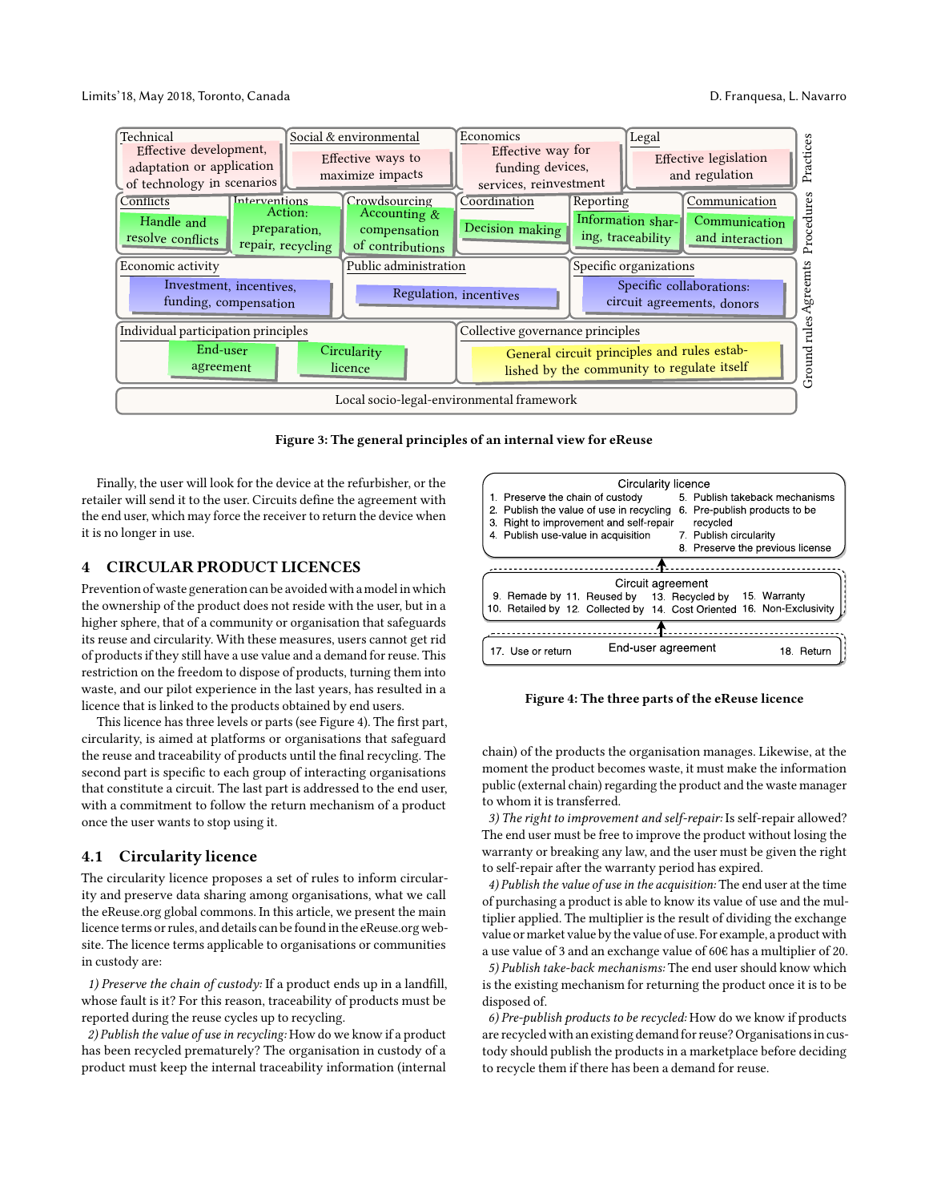Technical: Effective development, adaptation or application of technology in scenarios | Social & environmental: Effective ways to maximize impacts | Economics: Effective way for funding devices, services, reinvestment | Legal: Effective legislation and regulation — Practices

Conflicts: Handle and resolve conflicts | Interventions: Action: preparation, repair, recycling | Crowdsourcing: Accounting & compensation of contributions | Coordination: Decision making | Reporting: Information sharing, traceability | Communication: Communication and interaction — Procedures

Economic activity: Investment, incentives, funding, compensation | Public administration: Regulation, incentives | Specific organizations: Specific collaborations: circuit agreements, donors — Agreements

Individual participation principles: End-user agreement, Circularity licence | Collective governance principles: General circuit principles and rules established by the community to regulate itself — Ground rules

Local socio-legal-environmental framework

**Figure 3: The general principles of an internal view for eReuse**

Finally, the user will look for the device at the refurbisher, or the retailer will send it to the user. Circuits define the agreement with the end user, which may force the receiver to return the device when it is no longer in use.

## 4 CIRCULAR PRODUCT LICENCES

Prevention of waste generation can be avoided with a model in which the ownership of the product does not reside with the user, but in a higher sphere, that of a community or organisation that safeguards its reuse and circularity. With these measures, users cannot get rid of products if they still have a use value and a demand for reuse. This restriction on the freedom to dispose of products, turning them into waste, and our pilot experience in the last years, has resulted in a licence that is linked to the products obtained by end users.

This licence has three levels or parts (see Figure 4). The first part, circularity, is aimed at platforms or organisations that safeguard the reuse and traceability of products until the final recycling. The second part is specific to each group of interacting organisations that constitute a circuit. The last part is addressed to the end user, with a commitment to follow the return mechanism of a product once the user wants to stop using it.

Circularity licence
1. Preserve the chain of custody
2. Publish the value of use in recycling
3. Right to improvement and self-repair
4. Publish use-value in acquisition
5. Publish takeback mechanisms
6. Pre-publish products to be recycled
7. Publish circularity
8. Preserve the previous license

Circuit agreement
9. Remade by
10. Retailed by
11. Reused by
12. Collected by
13. Recycled by
14. Cost Oriented
15. Warranty
16. Non-Exclusivity

End-user agreement
17. Use or return
18. Return

**Figure 4: The three parts of the eReuse licence**

### 4.1 Circularity licence

The circularity licence proposes a set of rules to inform circularity and preserve data sharing among organisations, what we call the eReuse.org global commons. In this article, we present the main licence terms or rules, and details can be found in the eReuse.org website. The licence terms applicable to organisations or communities in custody are:

*1) Preserve the chain of custody:* If a product ends up in a landfill, whose fault is it? For this reason, traceability of products must be reported during the reuse cycles up to recycling.

*2) Publish the value of use in recycling:* How do we know if a product has been recycled prematurely? The organisation in custody of a product must keep the internal traceability information (internal chain) of the products the organisation manages. Likewise, at the moment the product becomes waste, it must make the information public (external chain) regarding the product and the waste manager to whom it is transferred.

*3) The right to improvement and self-repair:* Is self-repair allowed? The end user must be free to improve the product without losing the warranty or breaking any law, and the user must be given the right to self-repair after the warranty period has expired.

*4) Publish the value of use in the acquisition:* The end user at the time of purchasing a product is able to know its value of use and the multiplier applied. The multiplier is the result of dividing the exchange value or market value by the value of use. For example, a product with a use value of 3 and an exchange value of 60€ has a multiplier of 20.

*5) Publish take-back mechanisms:* The end user should know which is the existing mechanism for returning the product once it is to be disposed of.

*6) Pre-publish products to be recycled:* How do we know if products are recycled with an existing demand for reuse? Organisations in custody should publish the products in a marketplace before deciding to recycle them if there has been a demand for reuse.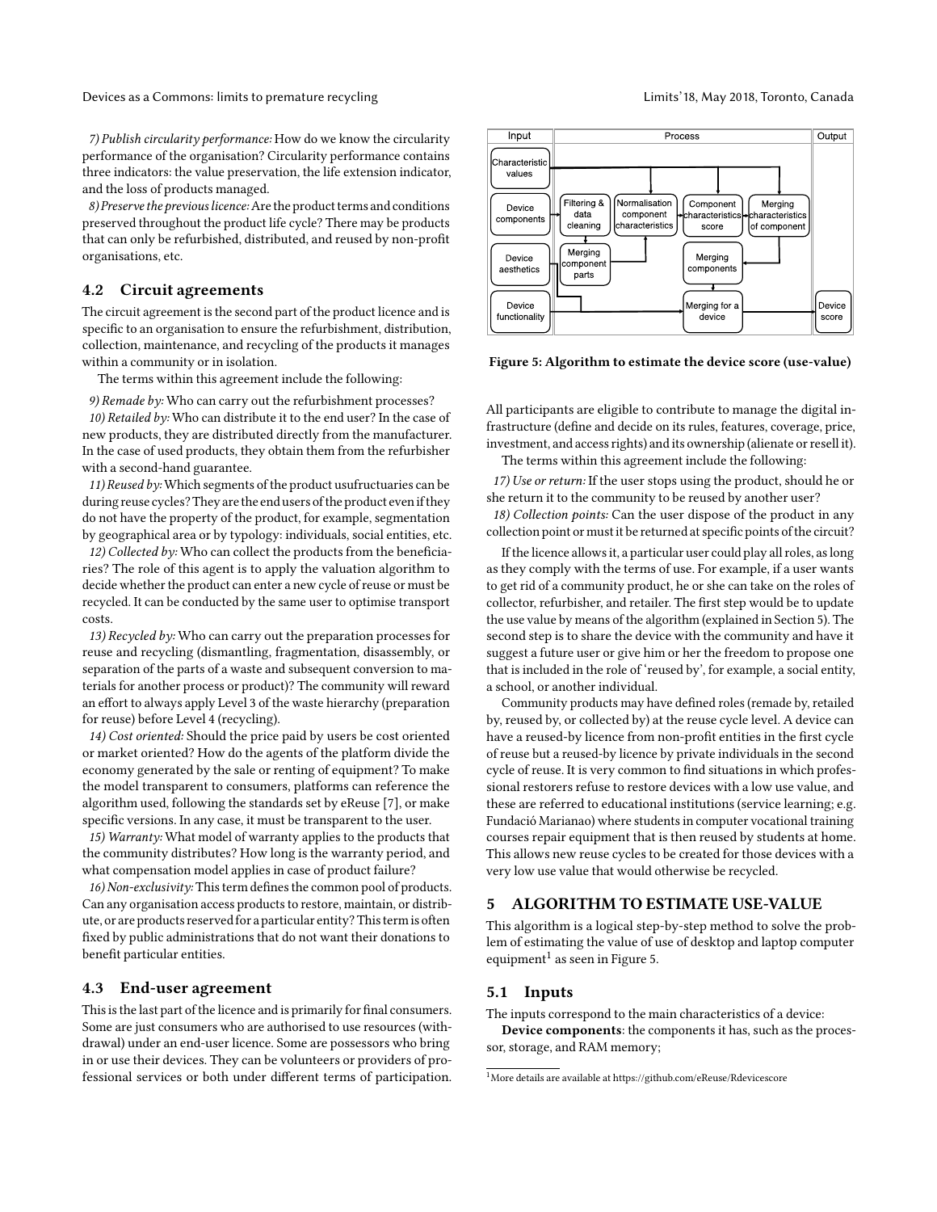*7) Publish circularity performance:* How do we know the circularity performance of the organisation? Circularity performance contains three indicators: the value preservation, the life extension indicator, and the loss of products managed.

*8) Preserve the previous licence:* Are the product terms and conditions preserved throughout the product life cycle? There may be products that can only be refurbished, distributed, and reused by non-profit organisations, etc.

## 4.2 Circuit agreements

The circuit agreement is the second part of the product licence and is specific to an organisation to ensure the refurbishment, distribution, collection, maintenance, and recycling of the products it manages within a community or in isolation.

The terms within this agreement include the following:

*9) Remade by:* Who can carry out the refurbishment processes?

*10) Retailed by:* Who can distribute it to the end user? In the case of new products, they are distributed directly from the manufacturer. In the case of used products, they obtain them from the refurbisher with a second-hand guarantee.

*11) Reused by:* Which segments of the product usufructuaries can be during reuse cycles? They are the end users of the product even if they do not have the property of the product, for example, segmentation by geographical area or by typology: individuals, social entities, etc.

*12) Collected by:* Who can collect the products from the beneficiaries? The role of this agent is to apply the valuation algorithm to decide whether the product can enter a new cycle of reuse or must be recycled. It can be conducted by the same user to optimise transport costs.

*13) Recycled by:* Who can carry out the preparation processes for reuse and recycling (dismantling, fragmentation, disassembly, or separation of the parts of a waste and subsequent conversion to materials for another process or product)? The community will reward an effort to always apply Level 3 of the waste hierarchy (preparation for reuse) before Level 4 (recycling).

*14) Cost oriented:* Should the price paid by users be cost oriented or market oriented? How do the agents of the platform divide the economy generated by the sale or renting of equipment? To make the model transparent to consumers, platforms can reference the algorithm used, following the standards set by eReuse [7], or make specific versions. In any case, it must be transparent to the user.

*15) Warranty:* What model of warranty applies to the products that the community distributes? How long is the warranty period, and what compensation model applies in case of product failure?

*16) Non-exclusivity:* This term defines the common pool of products. Can any organisation access products to restore, maintain, or distribute, or are products reserved for a particular entity? This term is often fixed by public administrations that do not want their donations to benefit particular entities.

## 4.3 End-user agreement

This is the last part of the licence and is primarily for final consumers. Some are just consumers who are authorised to use resources (withdrawal) under an end-user licence. Some are possessors who bring in or use their devices. They can be volunteers or providers of professional services or both under different terms of participation.

Input
Process
Output
Characteristic values
Device components
Device aesthetics
Device functionality
Filtering & data cleaning
Merging component parts
Normalisation component characteristics
Component characteristics score
Merging characteristics of component
Merging components
Merging for a device
Device score

**Figure 5: Algorithm to estimate the device score (use-value)**

All participants are eligible to contribute to manage the digital infrastructure (define and decide on its rules, features, coverage, price, investment, and access rights) and its ownership (alienate or resell it).

The terms within this agreement include the following:

*17) Use or return:* If the user stops using the product, should he or she return it to the community to be reused by another user?

*18) Collection points:* Can the user dispose of the product in any collection point or must it be returned at specific points of the circuit?

If the licence allows it, a particular user could play all roles, as long as they comply with the terms of use. For example, if a user wants to get rid of a community product, he or she can take on the roles of collector, refurbisher, and retailer. The first step would be to update the use value by means of the algorithm (explained in Section 5). The second step is to share the device with the community and have it suggest a future user or give him or her the freedom to propose one that is included in the role of 'reused by', for example, a social entity, a school, or another individual.

Community products may have defined roles (remade by, retailed by, reused by, or collected by) at the reuse cycle level. A device can have a reused-by licence from non-profit entities in the first cycle of reuse but a reused-by licence by private individuals in the second cycle of reuse. It is very common to find situations in which professional restorers refuse to restore devices with a low use value, and these are referred to educational institutions (service learning; e.g. Fundació Marianao) where students in computer vocational training courses repair equipment that is then reused by students at home. This allows new reuse cycles to be created for those devices with a very low use value that would otherwise be recycled.

# 5 ALGORITHM TO ESTIMATE USE-VALUE

This algorithm is a logical step-by-step method to solve the problem of estimating the value of use of desktop and laptop computer equipment[1] as seen in Figure 5.

## 5.1 Inputs

The inputs correspond to the main characteristics of a device:

**Device components**: the components it has, such as the processor, storage, and RAM memory;

[1] More details are available at https://github.com/eReuse/Rdevicescore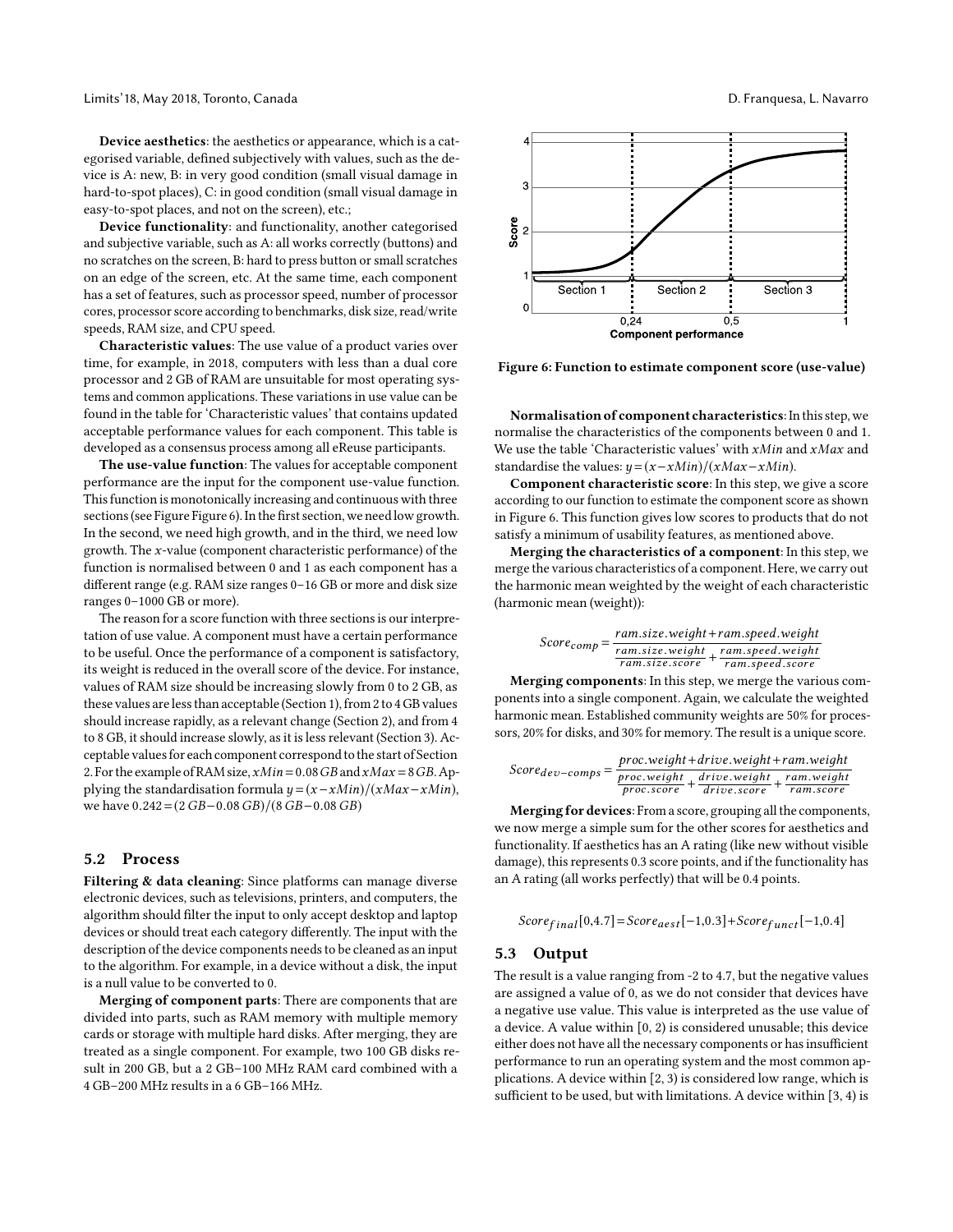**Device aesthetics**: the aesthetics or appearance, which is a categorised variable, defined subjectively with values, such as the device is A: new, B: in very good condition (small visual damage in hard-to-spot places), C: in good condition (small visual damage in easy-to-spot places, and not on the screen), etc.;

**Device functionality**: and functionality, another categorised and subjective variable, such as A: all works correctly (buttons) and no scratches on the screen, B: hard to press button or small scratches on an edge of the screen, etc. At the same time, each component has a set of features, such as processor speed, number of processor cores, processor score according to benchmarks, disk size, read/write speeds, RAM size, and CPU speed.

**Characteristic values**: The use value of a product varies over time, for example, in 2018, computers with less than a dual core processor and 2 GB of RAM are unsuitable for most operating systems and common applications. These variations in use value can be found in the table for 'Characteristic values' that contains updated acceptable performance values for each component. This table is developed as a consensus process among all eReuse participants.

**The use-value function**: The values for acceptable component performance are the input for the component use-value function. This function is monotonically increasing and continuous with three sections (see Figure Figure 6). In the first section, we need low growth. In the second, we need high growth, and in the third, we need low growth. The $x$-value (component characteristic performance) of the function is normalised between 0 and 1 as each component has a different range (e.g. RAM size ranges 0–16 GB or more and disk size ranges 0–1000 GB or more).

The reason for a score function with three sections is our interpretation of use value. A component must have a certain performance to be useful. Once the performance of a component is satisfactory, its weight is reduced in the overall score of the device. For instance, values of RAM size should be increasing slowly from 0 to 2 GB, as these values are less than acceptable (Section 1), from 2 to 4 GB values should increase rapidly, as a relevant change (Section 2), and from 4 to 8 GB, it should increase slowly, as it is less relevant (Section 3). Acceptable values for each component correspond to the start of Section 2. For the example of RAM size, $xMin = 0.08\,GB$ and $xMax = 8\,GB$. Applying the standardisation formula $y = (x - xMin)/(xMax - xMin)$, we have $0.242 = (2\,GB - 0.08\,GB)/(8\,GB - 0.08\,GB)$

## 5.2 Process

**Filtering & data cleaning**: Since platforms can manage diverse electronic devices, such as televisions, printers, and computers, the algorithm should filter the input to only accept desktop and laptop devices or should treat each category differently. The input with the description of the device components needs to be cleaned as an input to the algorithm. For example, in a device without a disk, the input is a null value to be converted to 0.

**Merging of component parts**: There are components that are divided into parts, such as RAM memory with multiple memory cards or storage with multiple hard disks. After merging, they are treated as a single component. For example, two 100 GB disks result in 200 GB, but a 2 GB–100 MHz RAM card combined with a 4 GB–200 MHz results in a 6 GB–166 MHz.

Figure 6: Function to estimate component score (use-value)

**Normalisation of component characteristics**: In this step, we normalise the characteristics of the components between 0 and 1. We use the table 'Characteristic values' with $xMin$ and $xMax$ and standardise the values: $y = (x - xMin)/(xMax - xMin)$.

**Component characteristic score**: In this step, we give a score according to our function to estimate the component score as shown in Figure 6. This function gives low scores to products that do not satisfy a minimum of usability features, as mentioned above.

**Merging the characteristics of a component**: In this step, we merge the various characteristics of a component. Here, we carry out the harmonic mean weighted by the weight of each characteristic (harmonic mean (weight)):

$$Score_{comp} = \frac{ram.size.weight + ram.speed.weight}{\frac{ram.size.weight}{ram.size.score} + \frac{ram.speed.weight}{ram.speed.score}}$$

**Merging components**: In this step, we merge the various components into a single component. Again, we calculate the weighted harmonic mean. Established community weights are 50% for processors, 20% for disks, and 30% for memory. The result is a unique score.

$$Score_{dev-comps} = \frac{proc.weight + drive.weight + ram.weight}{\frac{proc.weight}{proc.score} + \frac{drive.weight}{drive.score} + \frac{ram.weight}{ram.score}}$$

**Merging for devices**: From a score, grouping all the components, we now merge a simple sum for the other scores for aesthetics and functionality. If aesthetics has an A rating (like new without visible damage), this represents 0.3 score points, and if the functionality has an A rating (all works perfectly) that will be 0.4 points.

$$Score_{final}[0,4.7] = Score_{aest}[-1,0.3] + Score_{funct}[-1,0.4]$$

## 5.3 Output

The result is a value ranging from -2 to 4.7, but the negative values are assigned a value of 0, as we do not consider that devices have a negative use value. This value is interpreted as the use value of a device. A value within [0, 2) is considered unusable; this device either does not have all the necessary components or has insufficient performance to run an operating system and the most common applications. A device within [2, 3) is considered low range, which is sufficient to be used, but with limitations. A device within [3, 4) is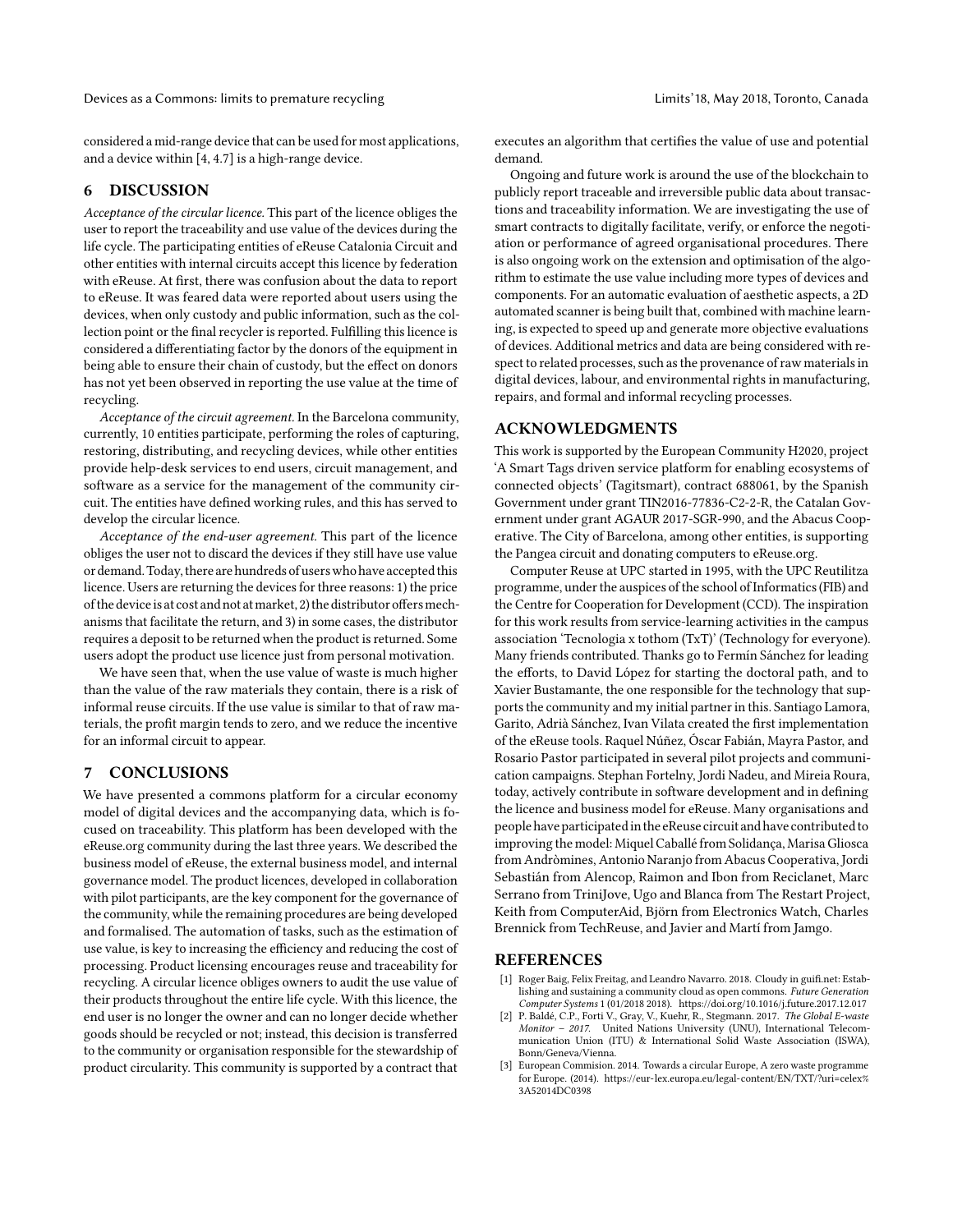considered a mid-range device that can be used for most applications, and a device within [4, 4.7] is a high-range device.

## 6 DISCUSSION

*Acceptance of the circular licence.* This part of the licence obliges the user to report the traceability and use value of the devices during the life cycle. The participating entities of eReuse Catalonia Circuit and other entities with internal circuits accept this licence by federation with eReuse. At first, there was confusion about the data to report to eReuse. It was feared data were reported about users using the devices, when only custody and public information, such as the collection point or the final recycler is reported. Fulfilling this licence is considered a differentiating factor by the donors of the equipment in being able to ensure their chain of custody, but the effect on donors has not yet been observed in reporting the use value at the time of recycling.

*Acceptance of the circuit agreement.* In the Barcelona community, currently, 10 entities participate, performing the roles of capturing, restoring, distributing, and recycling devices, while other entities provide help-desk services to end users, circuit management, and software as a service for the management of the community circuit. The entities have defined working rules, and this has served to develop the circular licence.

*Acceptance of the end-user agreement.* This part of the licence obliges the user not to discard the devices if they still have use value or demand. Today, there are hundreds of users who have accepted this licence. Users are returning the devices for three reasons: 1) the price of the device is at cost and not at market, 2) the distributor offers mechanisms that facilitate the return, and 3) in some cases, the distributor requires a deposit to be returned when the product is returned. Some users adopt the product use licence just from personal motivation.

We have seen that, when the use value of waste is much higher than the value of the raw materials they contain, there is a risk of informal reuse circuits. If the use value is similar to that of raw materials, the profit margin tends to zero, and we reduce the incentive for an informal circuit to appear.

## 7 CONCLUSIONS

We have presented a commons platform for a circular economy model of digital devices and the accompanying data, which is focused on traceability. This platform has been developed with the eReuse.org community during the last three years. We described the business model of eReuse, the external business model, and internal governance model. The product licences, developed in collaboration with pilot participants, are the key component for the governance of the community, while the remaining procedures are being developed and formalised. The automation of tasks, such as the estimation of use value, is key to increasing the efficiency and reducing the cost of processing. Product licensing encourages reuse and traceability for recycling. A circular licence obliges owners to audit the use value of their products throughout the entire life cycle. With this licence, the end user is no longer the owner and can no longer decide whether goods should be recycled or not; instead, this decision is transferred to the community or organisation responsible for the stewardship of product circularity. This community is supported by a contract that executes an algorithm that certifies the value of use and potential demand.

Ongoing and future work is around the use of the blockchain to publicly report traceable and irreversible public data about transactions and traceability information. We are investigating the use of smart contracts to digitally facilitate, verify, or enforce the negotiation or performance of agreed organisational procedures. There is also ongoing work on the extension and optimisation of the algorithm to estimate the use value including more types of devices and components. For an automatic evaluation of aesthetic aspects, a 2D automated scanner is being built that, combined with machine learning, is expected to speed up and generate more objective evaluations of devices. Additional metrics and data are being considered with respect to related processes, such as the provenance of raw materials in digital devices, labour, and environmental rights in manufacturing, repairs, and formal and informal recycling processes.

## ACKNOWLEDGMENTS

This work is supported by the European Community H2020, project 'A Smart Tags driven service platform for enabling ecosystems of connected objects' (Tagitsmart), contract 688061, by the Spanish Government under grant TIN2016-77836-C2-2-R, the Catalan Government under grant AGAUR 2017-SGR-990, and the Abacus Cooperative. The City of Barcelona, among other entities, is supporting the Pangea circuit and donating computers to eReuse.org.

Computer Reuse at UPC started in 1995, with the UPC Reutilitza programme, under the auspices of the school of Informatics (FIB) and the Centre for Cooperation for Development (CCD). The inspiration for this work results from service-learning activities in the campus association 'Tecnologia x tothom (TxT)' (Technology for everyone). Many friends contributed. Thanks go to Fermín Sánchez for leading the efforts, to David López for starting the doctoral path, and to Xavier Bustamante, the one responsible for the technology that supports the community and my initial partner in this. Santiago Lamora, Garito, Adrià Sánchez, Ivan Vilata created the first implementation of the eReuse tools. Raquel Núñez, Óscar Fabián, Mayra Pastor, and Rosario Pastor participated in several pilot projects and communication campaigns. Stephan Fortelny, Jordi Nadeu, and Mireia Roura, today, actively contribute in software development and in defining the licence and business model for eReuse. Many organisations and people have participated in the eReuse circuit and have contributed to improving the model: Miquel Caballé from Solidança, Marisa Gliosca from Andròmines, Antonio Naranjo from Abacus Cooperativa, Jordi Sebastián from Alencop, Raimon and Ibon from Reciclanet, Marc Serrano from TriniJove, Ugo and Blanca from The Restart Project, Keith from ComputerAid, Björn from Electronics Watch, Charles Brennick from TechReuse, and Javier and Martí from Jamgo.

## REFERENCES

[1] Roger Baig, Felix Freitag, and Leandro Navarro. 2018. Cloudy in guifi.net: Establishing and sustaining a community cloud as open commons. *Future Generation Computer Systems* 1 (01/2018 2018). https://doi.org/10.1016/j.future.2017.12.017

[2] P. Baldé, C.P., Forti V., Gray, V., Kuehr, R., Stegmann. 2017. *The Global E-waste Monitor – 2017.* United Nations University (UNU), International Telecommunication Union (ITU) & International Solid Waste Association (ISWA), Bonn/Geneva/Vienna.

[3] European Commision. 2014. Towards a circular Europe, A zero waste programme for Europe. (2014). https://eur-lex.europa.eu/legal-content/EN/TXT/?uri=celex%3A52014DC0398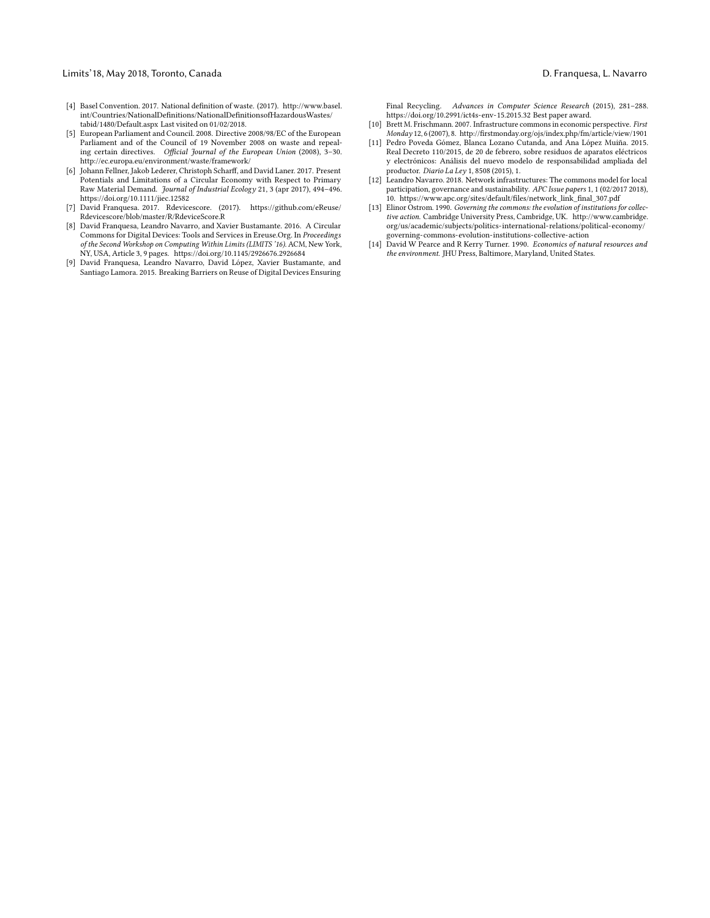[4] Basel Convention. 2017. National definition of waste. (2017). http://www.basel.int/Countries/NationalDefinitions/NationalDefinitionsofHazardousWastes/tabid/1480/Default.aspx Last visited on 01/02/2018.

[5] European Parliament and Council. 2008. Directive 2008/98/EC of the European Parliament and of the Council of 19 November 2008 on waste and repealing certain directives. *Official Journal of the European Union* (2008), 3–30. http://ec.europa.eu/environment/waste/framework/

[6] Johann Fellner, Jakob Lederer, Christoph Scharff, and David Laner. 2017. Present Potentials and Limitations of a Circular Economy with Respect to Primary Raw Material Demand. *Journal of Industrial Ecology* 21, 3 (apr 2017), 494–496. https://doi.org/10.1111/jiec.12582

[7] David Franquesa. 2017. Rdevicescore. (2017). https://github.com/eReuse/Rdevicescore/blob/master/R/RdeviceScore.R

[8] David Franquesa, Leandro Navarro, and Xavier Bustamante. 2016. A Circular Commons for Digital Devices: Tools and Services in Ereuse.Org. In *Proceedings of the Second Workshop on Computing Within Limits (LIMITS '16)*. ACM, New York, NY, USA, Article 3, 9 pages. https://doi.org/10.1145/2926676.2926684

[9] David Franquesa, Leandro Navarro, David López, Xavier Bustamante, and Santiago Lamora. 2015. Breaking Barriers on Reuse of Digital Devices Ensuring Final Recycling. *Advances in Computer Science Research* (2015), 281–288. https://doi.org/10.2991/ict4s-env-15.2015.32 Best paper award.

[10] Brett M. Frischmann. 2007. Infrastructure commons in economic perspective. *First Monday* 12, 6 (2007), 8. http://firstmonday.org/ojs/index.php/fm/article/view/1901

[11] Pedro Poveda Gómez, Blanca Lozano Cutanda, and Ana López Muiña. 2015. Real Decreto 110/2015, de 20 de febrero, sobre residuos de aparatos eléctricos y electrónicos: Análisis del nuevo modelo de responsabilidad ampliada del productor. *Diario La Ley* 1, 8508 (2015), 1.

[12] Leandro Navarro. 2018. Network infrastructures: The commons model for local participation, governance and sustainability. *APC Issue papers* 1, 1 (02/2017 2018), 10. https://www.apc.org/sites/default/files/network_link_final_307.pdf

[13] Elinor Ostrom. 1990. *Governing the commons: the evolution of institutions for collective action.* Cambridge University Press, Cambridge, UK. http://www.cambridge.org/us/academic/subjects/politics-international-relations/political-economy/governing-commons-evolution-institutions-collective-action

[14] David W Pearce and R Kerry Turner. 1990. *Economics of natural resources and the environment.* JHU Press, Baltimore, Maryland, United States.